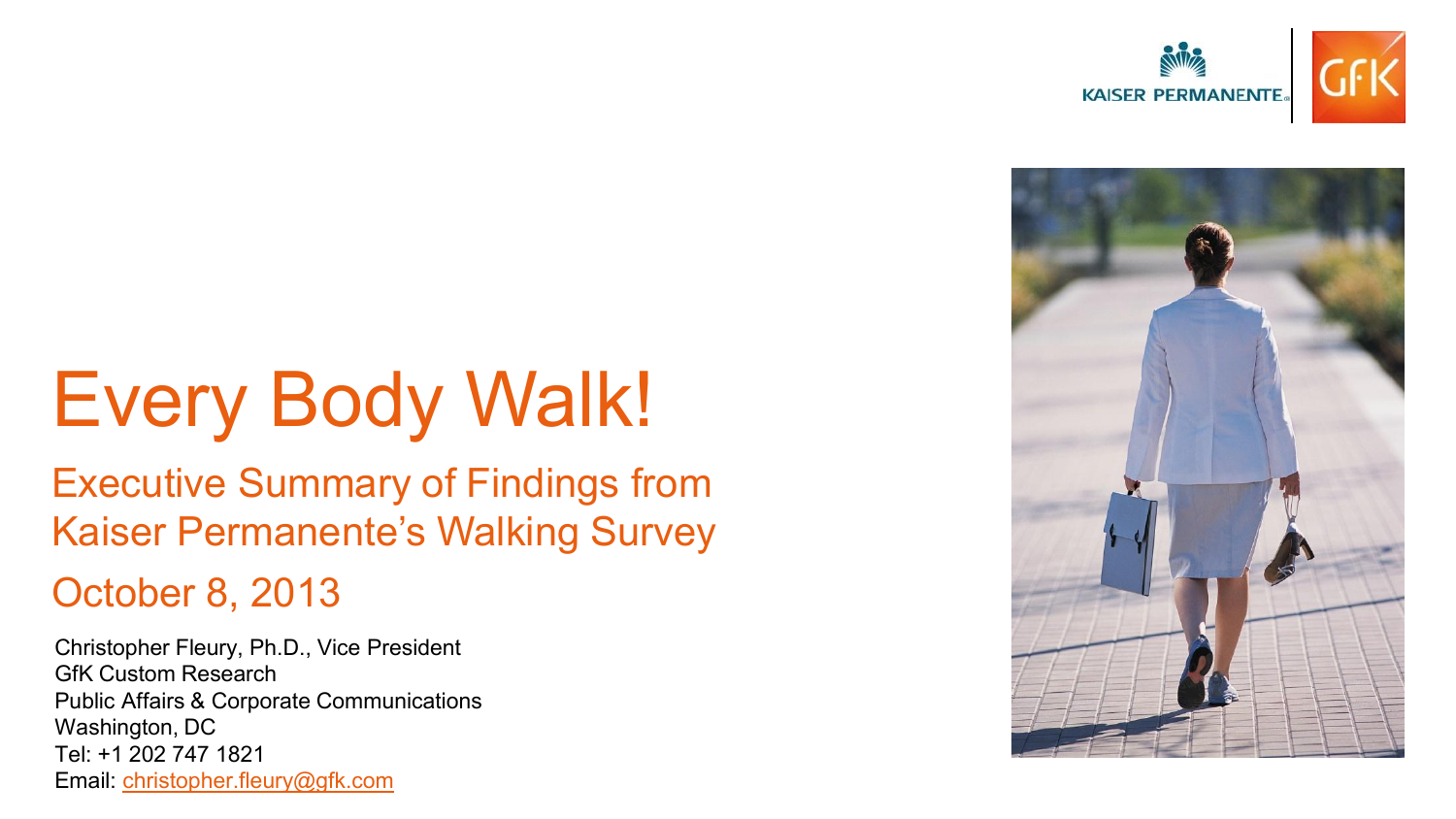# Every Body Walk!

## Executive Summary of Findings from Kaiser Permanente's Walking Survey

## October 8, 2013

Christopher Fleury, Ph.D., Vice President
GfK Custom Research
Public Affairs & Corporate Communications
Washington, DC
Tel: +1 202 747 1821
Email: christopher.fleury@gfk.com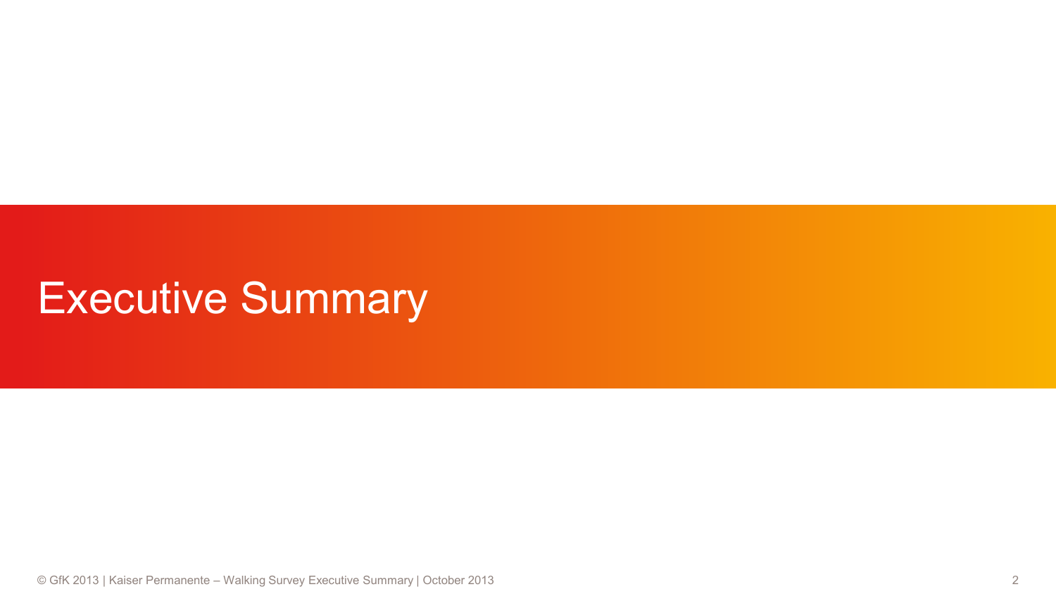# Executive Summary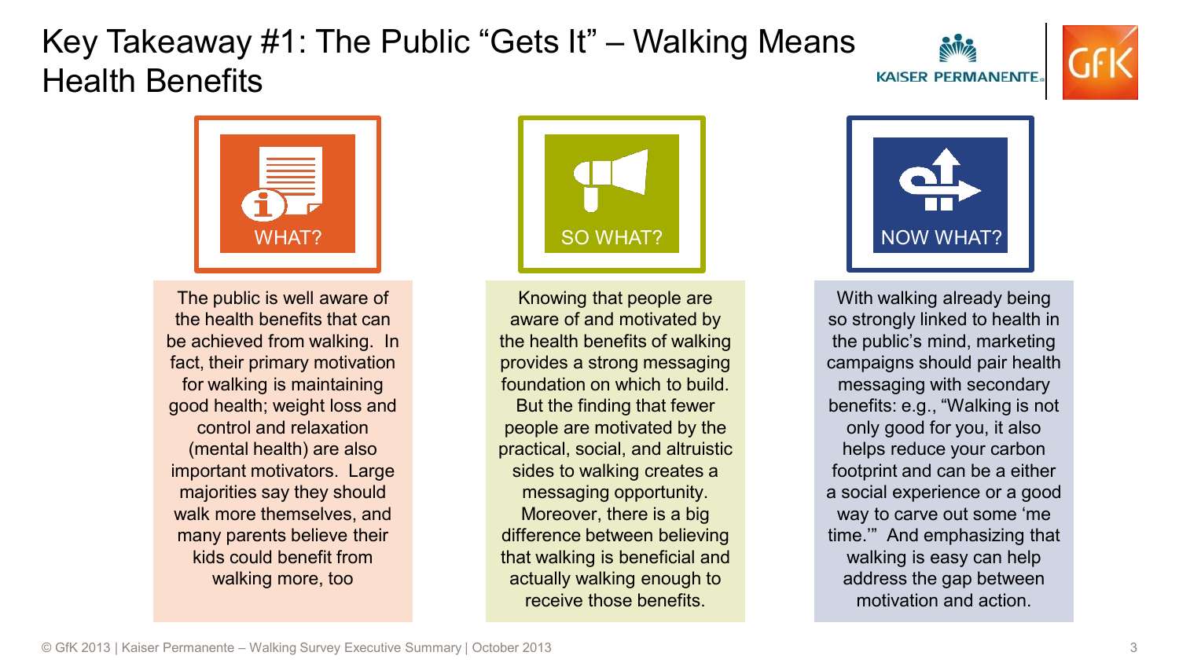# Key Takeaway #1: The Public "Gets It" – Walking Means Health Benefits

## WHAT?

The public is well aware of the health benefits that can be achieved from walking. In fact, their primary motivation for walking is maintaining good health; weight loss and control and relaxation (mental health) are also important motivators. Large majorities say they should walk more themselves, and many parents believe their kids could benefit from walking more, too

## SO WHAT?

Knowing that people are aware of and motivated by the health benefits of walking provides a strong messaging foundation on which to build. But the finding that fewer people are motivated by the practical, social, and altruistic sides to walking creates a messaging opportunity. Moreover, there is a big difference between believing that walking is beneficial and actually walking enough to receive those benefits.

## NOW WHAT?

With walking already being so strongly linked to health in the public's mind, marketing campaigns should pair health messaging with secondary benefits: e.g., "Walking is not only good for you, it also helps reduce your carbon footprint and can be a either a social experience or a good way to carve out some 'me time.'" And emphasizing that walking is easy can help address the gap between motivation and action.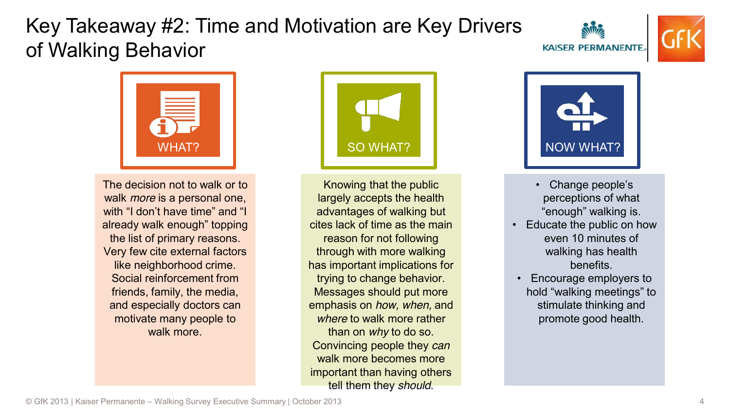# Key Takeaway #2: Time and Motivation are Key Drivers of Walking Behavior

## WHAT?

The decision not to walk or to walk *more* is a personal one, with “I don’t have time” and “I already walk enough” topping the list of primary reasons. Very few cite external factors like neighborhood crime. Social reinforcement from friends, family, the media, and especially doctors can motivate many people to walk more.

## SO WHAT?

Knowing that the public largely accepts the health advantages of walking but cites lack of time as the main reason for not following through with more walking has important implications for trying to change behavior. Messages should put more emphasis on *how, when,* and *where* to walk more rather than on *why* to do so. Convincing people they *can* walk more becomes more important than having others tell them they *should*.

## NOW WHAT?

- Change people’s perceptions of what “enough” walking is.
- Educate the public on how even 10 minutes of walking has health benefits.
- Encourage employers to hold “walking meetings” to stimulate thinking and promote good health.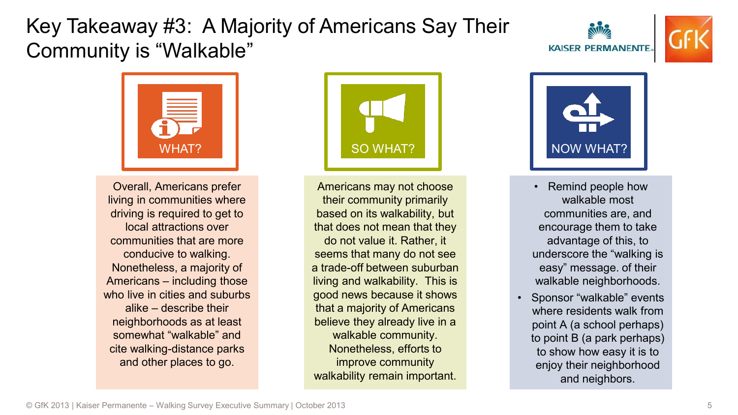# Key Takeaway #3: A Majority of Americans Say Their Community is "Walkable"

## WHAT?

Overall, Americans prefer living in communities where driving is required to get to local attractions over communities that are more conducive to walking. Nonetheless, a majority of Americans – including those who live in cities and suburbs alike – describe their neighborhoods as at least somewhat "walkable" and cite walking-distance parks and other places to go.

## SO WHAT?

Americans may not choose their community primarily based on its walkability, but that does not mean that they do not value it. Rather, it seems that many do not see a trade-off between suburban living and walkability. This is good news because it shows that a majority of Americans believe they already live in a walkable community. Nonetheless, efforts to improve community walkability remain important.

## NOW WHAT?

- Remind people how walkable most communities are, and encourage them to take advantage of this, to underscore the "walking is easy" message. of their walkable neighborhoods.
- Sponsor "walkable" events where residents walk from point A (a school perhaps) to point B (a park perhaps) to show how easy it is to enjoy their neighborhood and neighbors.

© GfK 2013 | Kaiser Permanente – Walking Survey Executive Summary | October 2013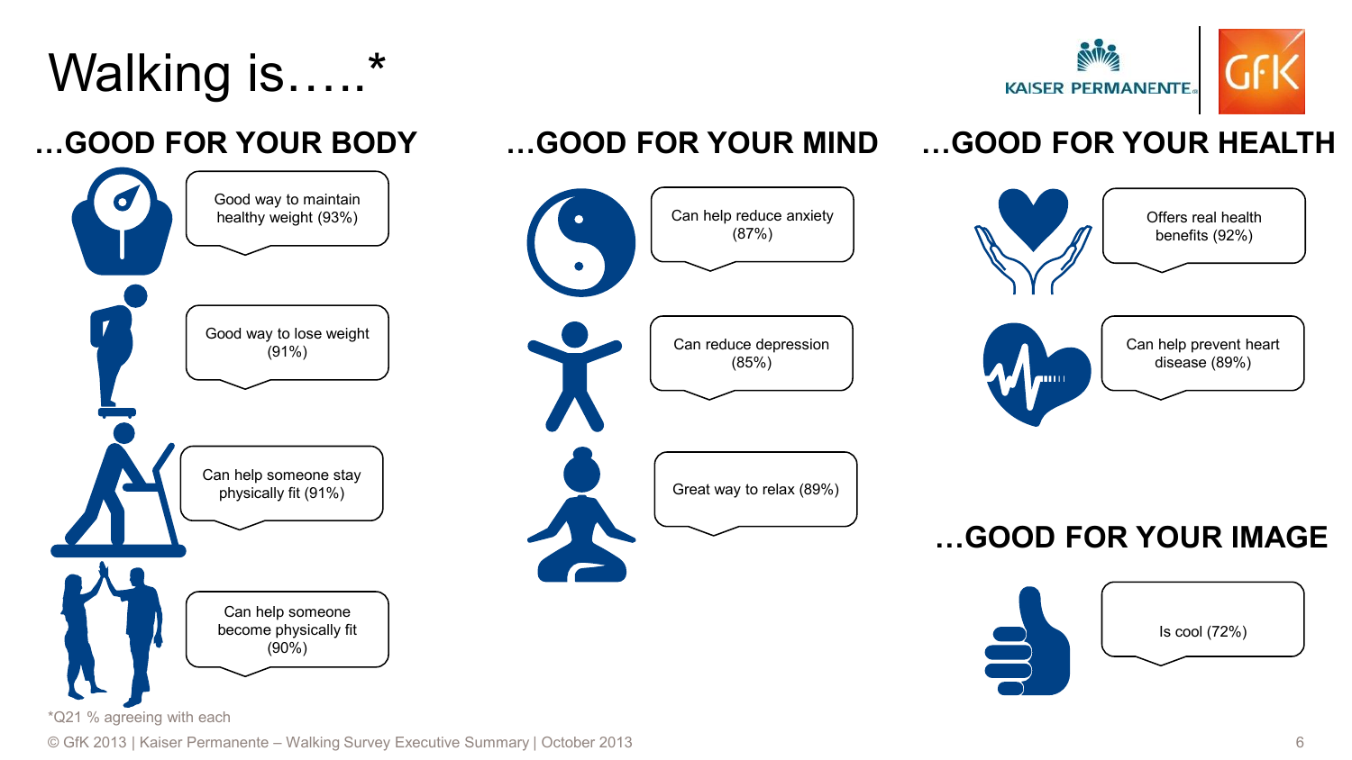# Walking is…..*

## …GOOD FOR YOUR BODY

- Good way to maintain healthy weight (93%)
- Good way to lose weight (91%)
- Can help someone stay physically fit (91%)
- Can help someone become physically fit (90%)

## …GOOD FOR YOUR MIND

- Can help reduce anxiety (87%)
- Can reduce depression (85%)
- Great way to relax (89%)

## …GOOD FOR YOUR HEALTH

- Offers real health benefits (92%)
- Can help prevent heart disease (89%)

## …GOOD FOR YOUR IMAGE

- Is cool (72%)

*Q21 % agreeing with each

© GfK 2013 | Kaiser Permanente – Walking Survey Executive Summary | October 2013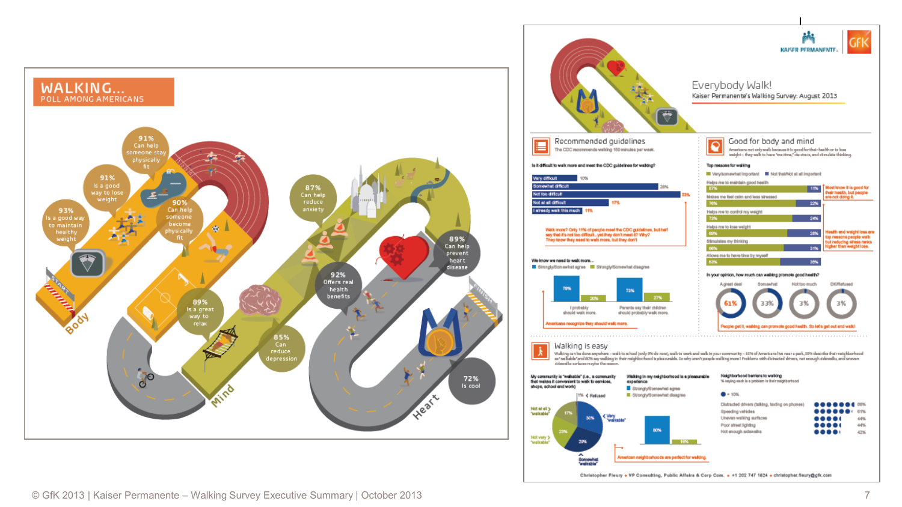# WALKING...

POLL AMONG AMERICANS

93% Is a good way to maintain healthy weight

91% Is a good way to lose weight

91% Can help someone stay physically fit

90% Can help someone become physically fit

89% Is a great way to relax

87% Can help reduce anxiety

85% Can reduce depression

92% Offers real health benefits

89% Can help prevent heart disease

72% Is cool

Body

Mind

Heart

START

FINISH

# Everybody Walk!

Kaiser Permanente's Walking Survey: August 2013

KAISER PERMANENTE. GfK

## Recommended guidelines

The CDC recommends walking 150 minutes per week.

Is it difficult to walk more and meet the CDC guidelines for walking?

Very difficult 10%

Somewhat difficult 28%

Not too difficult 33%

Not at all difficult 17%

I already walk this much 11%

Walk more? Only 11% of people meet the CDC guidelines, but half say that it's not too difficult... yet they don't meet it? Why? They know they need to walk more, but they don't

We know we need to walk more...

Strongly/Somewhat agree | Strongly/Somewhat disagree

I probably should walk more. 79% 20%

Parents say their children should probably walk more. 72% 27%

Americans recognize they should walk more.

## Good for body and mind

Americans not only walk because it is good for their health or to lose weight – they walk to have "me-time," de-stress, and stimulate thinking.

Top reasons for walking

Very/somewhat important | Not that/Not at all important

Helps me to maintain good health 87% 11%

Makes me feel calm and less stressed 76% 22%

Helps me to control my weight 73% 24%

Helps me to lose weight 69% 28%

Stimulates my thinking 66% 31%

Allows me to have time by myself 63% 35%

Most know it is good for their health, but people are not doing it.

Health and weight loss are top reasons people walk but reducing stress ranks higher than weight loss.

In your opinion, how much can walking promote good health?

A great deal 61%

Somewhat 33%

Not too much 3%

DK/Refused 3%

People get it, walking can promote good health. So let's get out and walk!

## Walking is easy

Walking can be done anywhere – walk to school (only 8% do now), walk to work and walk in your community – 63% of Americans live near a park, 59% describe their neighborhood as "walkable" and 80% say walking in their neighborhood is pleasurable. So why aren't people walking more? Problems with distracted drivers, not enough sidewalks, and uneven sidewalk surfaces maybe the reason.

My community is "walkable" (i.e., a community that makes it convenient to walk to services, shops, school and work)

1% Refused

Not at all "walkable" 17%

Very "walkable" 30%

Not very "walkable" 23%

Somewhat "walkable" 29%

Walking in my neighborhood is a pleasurable experience

Strongly/Somewhat agree 80%

Strongly/Somewhat disagree 18%

American neighborhoods are perfect for walking.

Neighborhood barriers to walking

% saying each is a problem in their neighborhood

● = 10%

Distracted drivers (talking, texting on phones) 66%

Speeding vehicles 61%

Uneven walking surfaces 44%

Poor street lighting 44%

Not enough sidewalks 42%

Christopher Fleury • VP Consulting, Public Affairs & Corp Com. • +1 202 747 1824 • christopher.fleury@gfk.com

© GfK 2013 | Kaiser Permanente – Walking Survey Executive Summary | October 2013